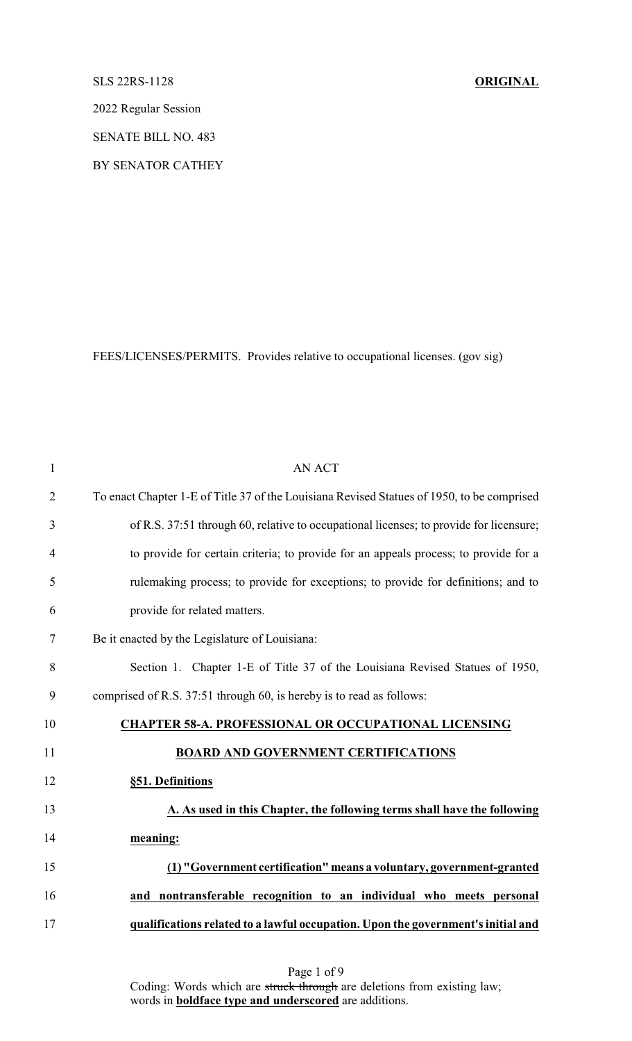SLS 22RS-1128 **ORIGINAL**

2022 Regular Session

SENATE BILL NO. 483

BY SENATOR CATHEY

FEES/LICENSES/PERMITS. Provides relative to occupational licenses. (gov sig)

AN ACT

To enact Chapter 1-E of Title 37 of the Louisiana Revised Statues of 1950, to be comprised of R.S. 37:51 through 60, relative to occupational licenses; to provide for licensure; to provide for certain criteria; to provide for an appeals process; to provide for a rulemaking process; to provide for exceptions; to provide for definitions; and to provide for related matters.

Be it enacted by the Legislature of Louisiana:

Section 1. Chapter 1-E of Title 37 of the Louisiana Revised Statues of 1950, comprised of R.S. 37:51 through 60, is hereby is to read as follows:

**CHAPTER 58-A. PROFESSIONAL OR OCCUPATIONAL LICENSING BOARD AND GOVERNMENT CERTIFICATIONS**

**§51. Definitions**

**A. As used in this Chapter, the following terms shall have the following meaning:**

**(1) "Government certification" means a voluntary, government-granted and nontransferable recognition to an individual who meets personal qualifications related to a lawful occupation. Upon the government's initial and**

Coding: Words which are ~~struck through~~ are deletions from existing law; words in **boldface type and underscored** are additions.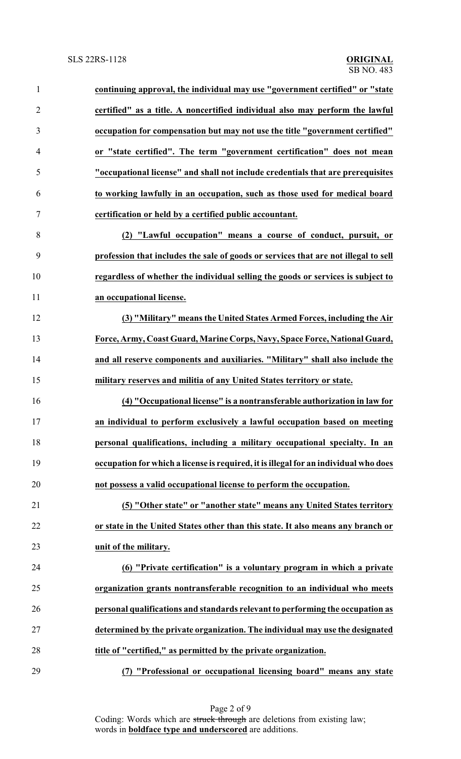**continuing approval, the individual may use "government certified" or "state certified" as a title. A noncertified individual also may perform the lawful occupation for compensation but may not use the title "government certified" or "state certified". The term "government certification" does not mean "occupational license" and shall not include credentials that are prerequisites to working lawfully in an occupation, such as those used for medical board certification or held by a certified public accountant.**

**(2) "Lawful occupation" means a course of conduct, pursuit, or profession that includes the sale of goods or services that are not illegal to sell regardless of whether the individual selling the goods or services is subject to an occupational license.**

**(3) "Military" means the United States Armed Forces, including the Air Force, Army, Coast Guard, Marine Corps, Navy, Space Force, National Guard, and all reserve components and auxiliaries. "Military" shall also include the military reserves and militia of any United States territory or state.**

**(4) "Occupational license" is a nontransferable authorization in law for an individual to perform exclusively a lawful occupation based on meeting personal qualifications, including a military occupational specialty. In an occupation for which a license is required, it is illegal for an individual who does not possess a valid occupational license to perform the occupation.**

**(5) "Other state" or "another state" means any United States territory or state in the United States other than this state. It also means any branch or unit of the military.**

**(6) "Private certification" is a voluntary program in which a private organization grants nontransferable recognition to an individual who meets personal qualifications and standards relevant to performing the occupation as determined by the private organization. The individual may use the designated title of "certified," as permitted by the private organization.**

**(7) "Professional or occupational licensing board" means any state**

Coding: Words which are ~~struck through~~ are deletions from existing law; words in **boldface type and underscored** are additions.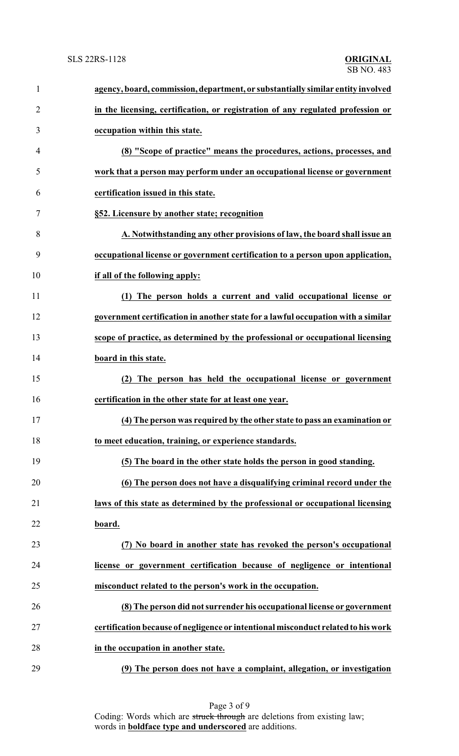**agency, board, commission, department, or substantially similar entity involved in the licensing, certification, or registration of any regulated profession or occupation within this state.**

**(8) "Scope of practice" means the procedures, actions, processes, and work that a person may perform under an occupational license or government certification issued in this state.**

**§52. Licensure by another state; recognition**

**A. Notwithstanding any other provisions of law, the board shall issue an occupational license or government certification to a person upon application, if all of the following apply:**

**(1) The person holds a current and valid occupational license or government certification in another state for a lawful occupation with a similar scope of practice, as determined by the professional or occupational licensing board in this state.**

**(2) The person has held the occupational license or government certification in the other state for at least one year.**

**(4) The person was required by the other state to pass an examination or to meet education, training, or experience standards.**

**(5) The board in the other state holds the person in good standing.**

**(6) The person does not have a disqualifying criminal record under the laws of this state as determined by the professional or occupational licensing board.**

**(7) No board in another state has revoked the person's occupational license or government certification because of negligence or intentional misconduct related to the person's work in the occupation.**

**(8) The person did not surrender his occupational license or government certification because of negligence or intentional misconduct related to his work in the occupation in another state.**

**(9) The person does not have a complaint, allegation, or investigation**

Coding: Words which are ~~struck through~~ are deletions from existing law; words in **boldface type and underscored** are additions.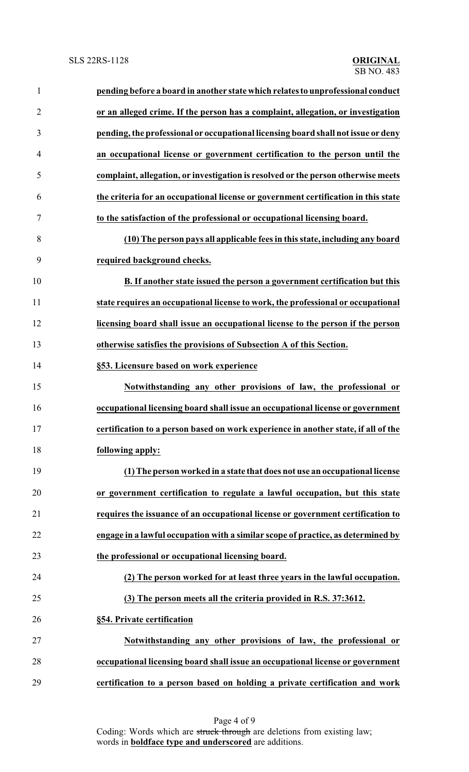**pending before a board in another state which relates to unprofessional conduct or an alleged crime. If the person has a complaint, allegation, or investigation pending, the professional or occupational licensing board shall not issue or deny an occupational license or government certification to the person until the complaint, allegation, or investigation is resolved or the person otherwise meets the criteria for an occupational license or government certification in this state to the satisfaction of the professional or occupational licensing board.**

**(10) The person pays all applicable fees in this state, including any board required background checks.**

**B. If another state issued the person a government certification but this state requires an occupational license to work, the professional or occupational licensing board shall issue an occupational license to the person if the person otherwise satisfies the provisions of Subsection A of this Section.**

**§53. Licensure based on work experience**

**Notwithstanding any other provisions of law, the professional or occupational licensing board shall issue an occupational license or government certification to a person based on work experience in another state, if all of the following apply:**

**(1) The person worked in a state that does not use an occupational license or government certification to regulate a lawful occupation, but this state requires the issuance of an occupational license or government certification to engage in a lawful occupation with a similar scope of practice, as determined by the professional or occupational licensing board.**

**(2) The person worked for at least three years in the lawful occupation.**

**(3) The person meets all the criteria provided in R.S. 37:3612.**

**§54. Private certification**

**Notwithstanding any other provisions of law, the professional or occupational licensing board shall issue an occupational license or government certification to a person based on holding a private certification and work**

Coding: Words which are ~~struck through~~ are deletions from existing law; words in **boldface type and underscored** are additions.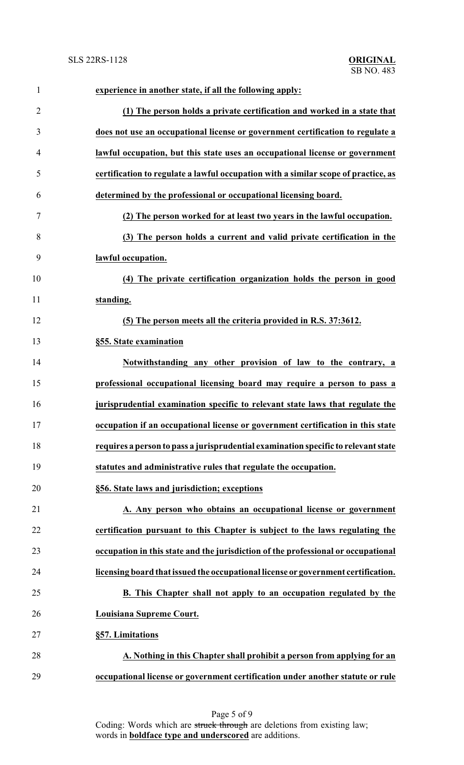**experience in another state, if all the following apply:**

**(1) The person holds a private certification and worked in a state that does not use an occupational license or government certification to regulate a lawful occupation, but this state uses an occupational license or government certification to regulate a lawful occupation with a similar scope of practice, as determined by the professional or occupational licensing board.**

**(2) The person worked for at least two years in the lawful occupation.**

**(3) The person holds a current and valid private certification in the lawful occupation.**

**(4) The private certification organization holds the person in good standing.**

**(5) The person meets all the criteria provided in R.S. 37:3612.**

**§55. State examination**

**Notwithstanding any other provision of law to the contrary, a professional occupational licensing board may require a person to pass a jurisprudential examination specific to relevant state laws that regulate the occupation if an occupational license or government certification in this state requires a person to pass a jurisprudential examination specific to relevant state statutes and administrative rules that regulate the occupation.**

**§56. State laws and jurisdiction; exceptions**

**A. Any person who obtains an occupational license or government certification pursuant to this Chapter is subject to the laws regulating the occupation in this state and the jurisdiction of the professional or occupational licensing board that issued the occupational license or government certification.**

**B. This Chapter shall not apply to an occupation regulated by the Louisiana Supreme Court.**

**§57. Limitations**

**A. Nothing in this Chapter shall prohibit a person from applying for an occupational license or government certification under another statute or rule**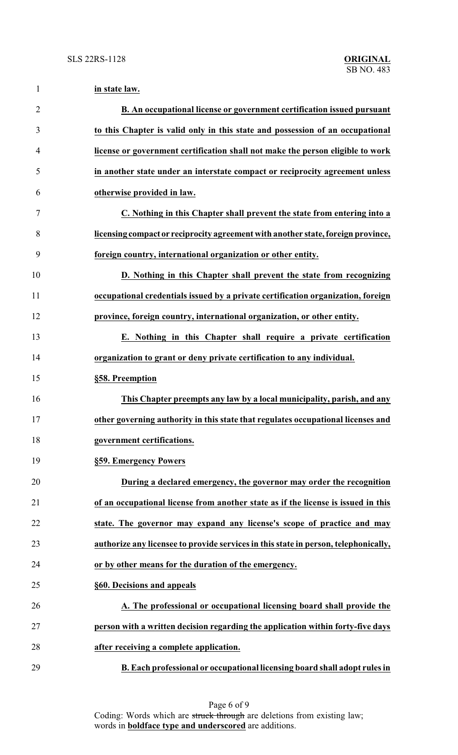**in state law.**

**B. An occupational license or government certification issued pursuant to this Chapter is valid only in this state and possession of an occupational license or government certification shall not make the person eligible to work in another state under an interstate compact or reciprocity agreement unless otherwise provided in law.**

**C. Nothing in this Chapter shall prevent the state from entering into a licensing compact or reciprocity agreement with another state, foreign province, foreign country, international organization or other entity.**

**D. Nothing in this Chapter shall prevent the state from recognizing occupational credentials issued by a private certification organization, foreign province, foreign country, international organization, or other entity.**

**E. Nothing in this Chapter shall require a private certification organization to grant or deny private certification to any individual.**

**§58. Preemption**

**This Chapter preempts any law by a local municipality, parish, and any other governing authority in this state that regulates occupational licenses and government certifications.**

**§59. Emergency Powers**

**During a declared emergency, the governor may order the recognition of an occupational license from another state as if the license is issued in this state. The governor may expand any license's scope of practice and may authorize any licensee to provide services in this state in person, telephonically, or by other means for the duration of the emergency.**

**§60. Decisions and appeals**

**A. The professional or occupational licensing board shall provide the person with a written decision regarding the application within forty-five days after receiving a complete application.**

**B. Each professional or occupational licensing board shall adopt rules in**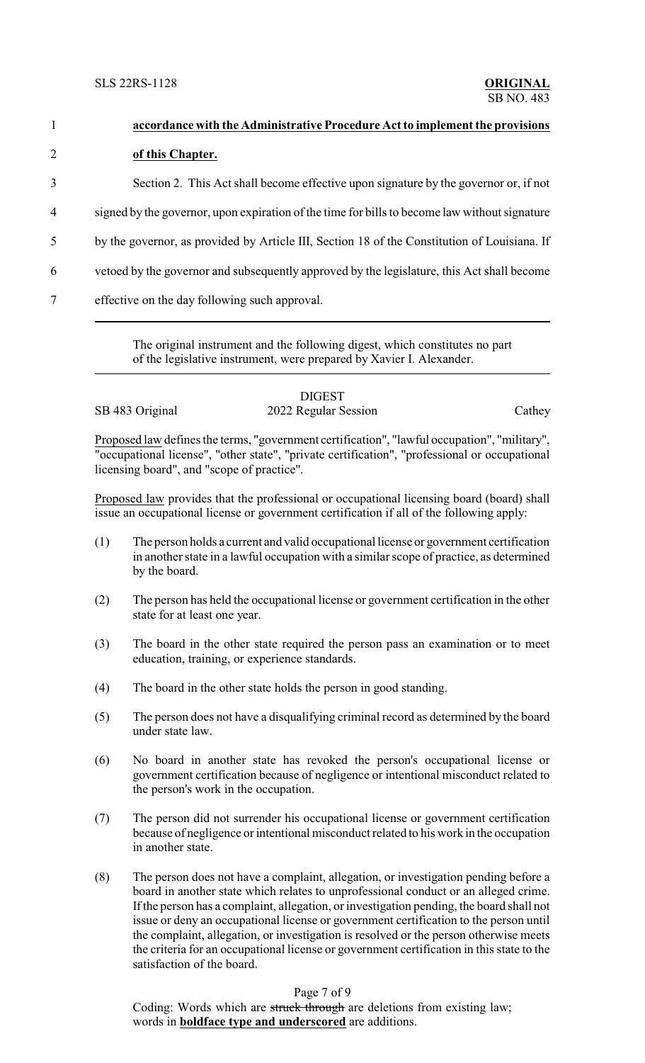**accordance with the Administrative Procedure Act to implement the provisions of this Chapter.**

Section 2. This Act shall become effective upon signature by the governor or, if not signed by the governor, upon expiration of the time for bills to become law without signature by the governor, as provided by Article III, Section 18 of the Constitution of Louisiana. If vetoed by the governor and subsequently approved by the legislature, this Act shall become effective on the day following such approval.

---

The original instrument and the following digest, which constitutes no part of the legislative instrument, were prepared by Xavier I. Alexander.

---

DIGEST

SB 483 Original — 2022 Regular Session — Cathey

Proposed law defines the terms, "government certification", "lawful occupation", "military", "occupational license", "other state", "private certification", "professional or occupational licensing board", and "scope of practice".

Proposed law provides that the professional or occupational licensing board (board) shall issue an occupational license or government certification if all of the following apply:

(1) The person holds a current and valid occupational license or government certification in another state in a lawful occupation with a similar scope of practice, as determined by the board.

(2) The person has held the occupational license or government certification in the other state for at least one year.

(3) The board in the other state required the person pass an examination or to meet education, training, or experience standards.

(4) The board in the other state holds the person in good standing.

(5) The person does not have a disqualifying criminal record as determined by the board under state law.

(6) No board in another state has revoked the person's occupational license or government certification because of negligence or intentional misconduct related to the person's work in the occupation.

(7) The person did not surrender his occupational license or government certification because of negligence or intentional misconduct related to his work in the occupation in another state.

(8) The person does not have a complaint, allegation, or investigation pending before a board in another state which relates to unprofessional conduct or an alleged crime. If the person has a complaint, allegation, or investigation pending, the board shall not issue or deny an occupational license or government certification to the person until the complaint, allegation, or investigation is resolved or the person otherwise meets the criteria for an occupational license or government certification in this state to the satisfaction of the board.

Coding: Words which are ~~struck through~~ are deletions from existing law; words in **boldface type and underscored** are additions.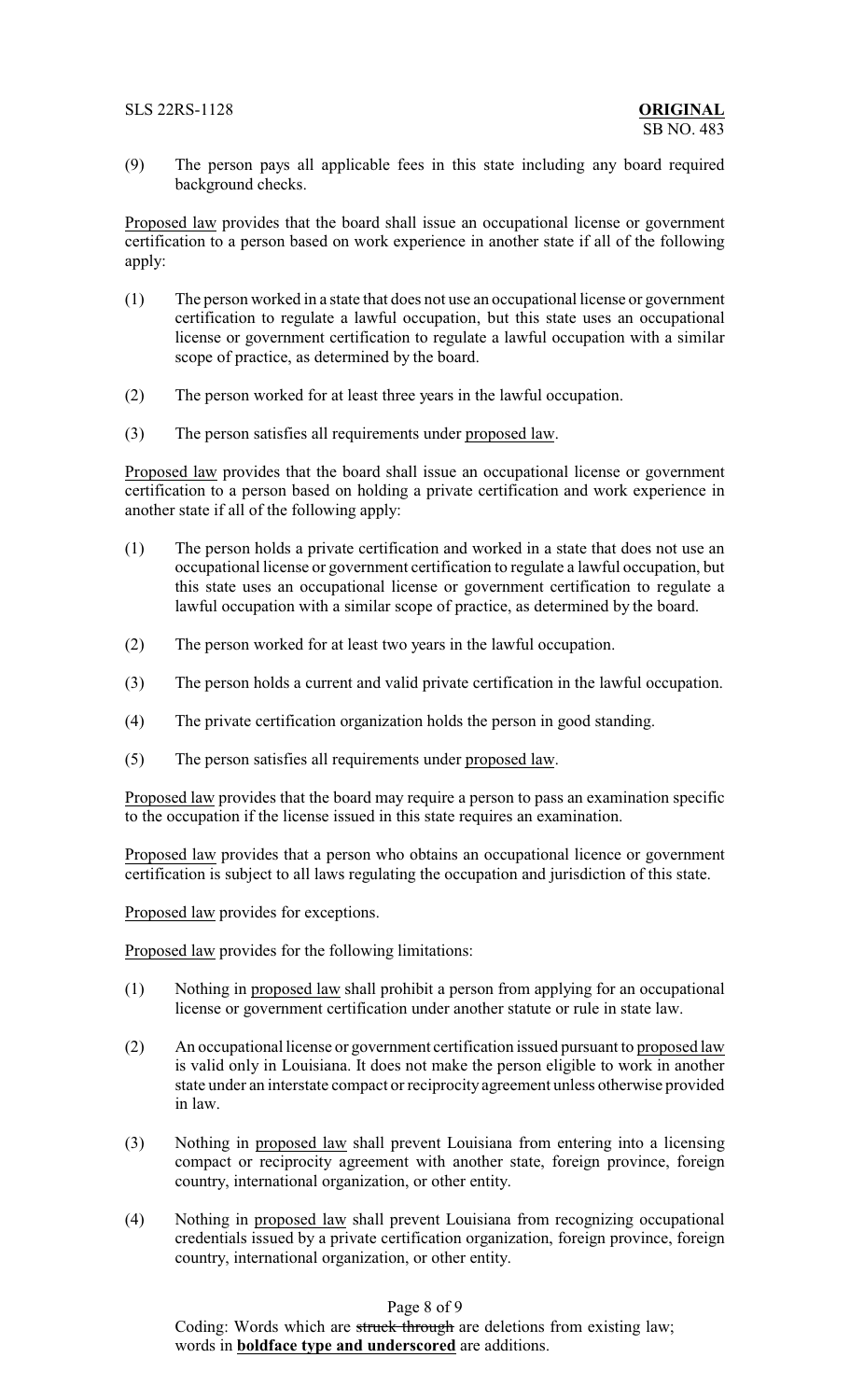(9) The person pays all applicable fees in this state including any board required background checks.

Proposed law provides that the board shall issue an occupational license or government certification to a person based on work experience in another state if all of the following apply:

(1) The person worked in a state that does not use an occupational license or government certification to regulate a lawful occupation, but this state uses an occupational license or government certification to regulate a lawful occupation with a similar scope of practice, as determined by the board.

(2) The person worked for at least three years in the lawful occupation.

(3) The person satisfies all requirements under proposed law.

Proposed law provides that the board shall issue an occupational license or government certification to a person based on holding a private certification and work experience in another state if all of the following apply:

(1) The person holds a private certification and worked in a state that does not use an occupational license or government certification to regulate a lawful occupation, but this state uses an occupational license or government certification to regulate a lawful occupation with a similar scope of practice, as determined by the board.

(2) The person worked for at least two years in the lawful occupation.

(3) The person holds a current and valid private certification in the lawful occupation.

(4) The private certification organization holds the person in good standing.

(5) The person satisfies all requirements under proposed law.

Proposed law provides that the board may require a person to pass an examination specific to the occupation if the license issued in this state requires an examination.

Proposed law provides that a person who obtains an occupational licence or government certification is subject to all laws regulating the occupation and jurisdiction of this state.

Proposed law provides for exceptions.

Proposed law provides for the following limitations:

(1) Nothing in proposed law shall prohibit a person from applying for an occupational license or government certification under another statute or rule in state law.

(2) An occupational license or government certification issued pursuant to proposed law is valid only in Louisiana. It does not make the person eligible to work in another state under an interstate compact or reciprocity agreement unless otherwise provided in law.

(3) Nothing in proposed law shall prevent Louisiana from entering into a licensing compact or reciprocity agreement with another state, foreign province, foreign country, international organization, or other entity.

(4) Nothing in proposed law shall prevent Louisiana from recognizing occupational credentials issued by a private certification organization, foreign province, foreign country, international organization, or other entity.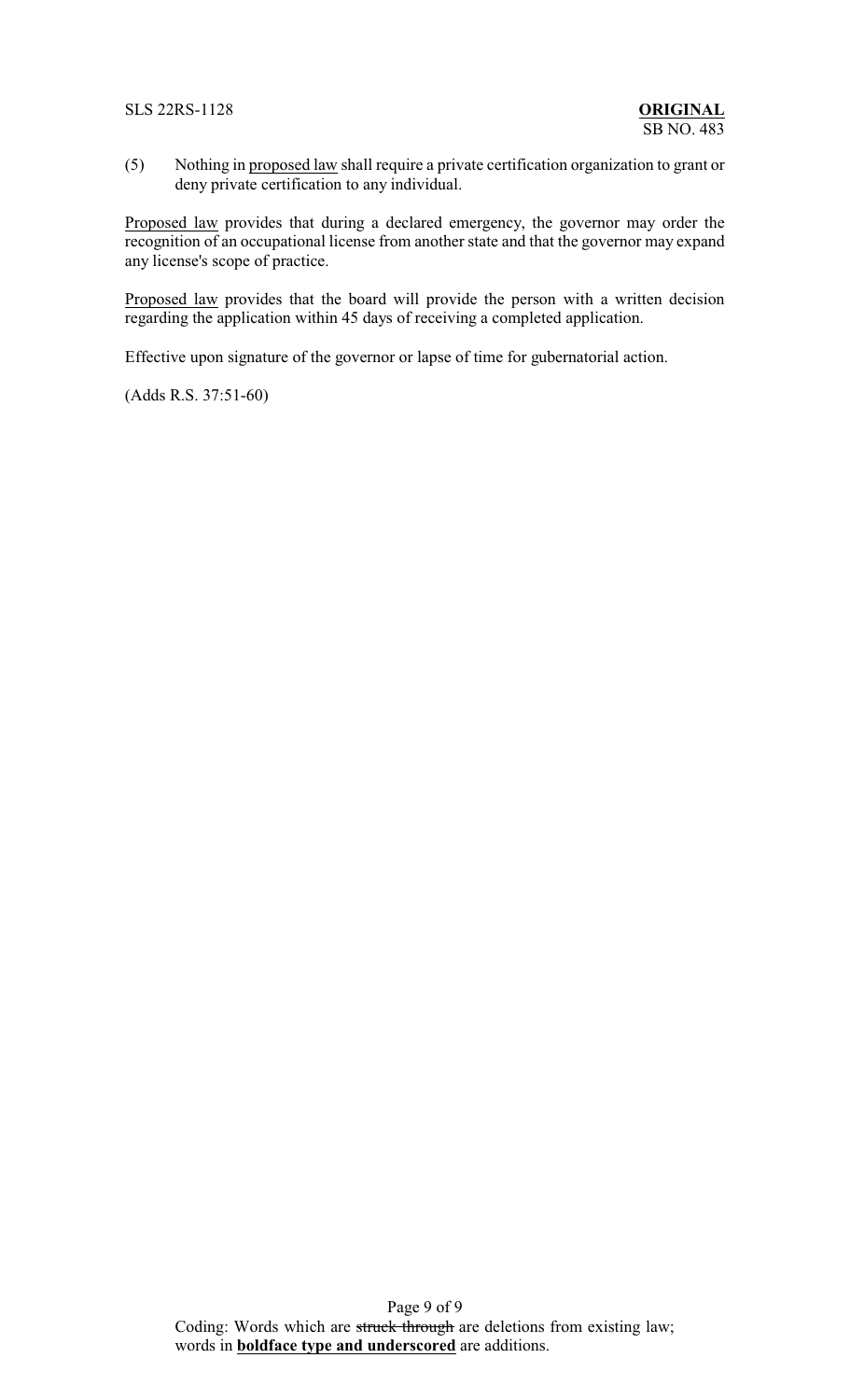(5) Nothing in proposed law shall require a private certification organization to grant or deny private certification to any individual.

Proposed law provides that during a declared emergency, the governor may order the recognition of an occupational license from another state and that the governor may expand any license's scope of practice.

Proposed law provides that the board will provide the person with a written decision regarding the application within 45 days of receiving a completed application.

Effective upon signature of the governor or lapse of time for gubernatorial action.

(Adds R.S. 37:51-60)